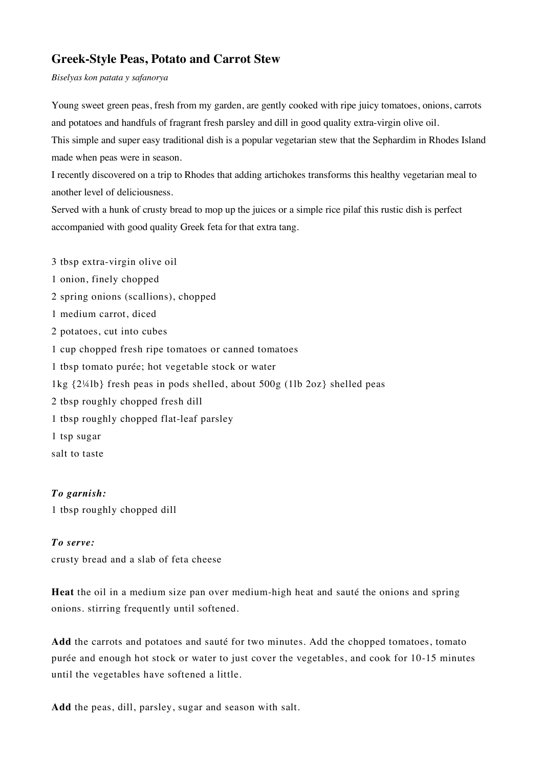# Greek-Style Peas, Potato and Carrot Stew

*Biselyas kon patata y safanorya*

Young sweet green peas, fresh from my garden, are gently cooked with ripe juicy tomatoes, onions, carrots and potatoes and handfuls of fragrant fresh parsley and dill in good quality extra-virgin olive oil.
This simple and super easy traditional dish is a popular vegetarian stew that the Sephardim in Rhodes Island made when peas were in season.
I recently discovered on a trip to Rhodes that adding artichokes transforms this healthy vegetarian meal to another level of deliciousness.
Served with a hunk of crusty bread to mop up the juices or a simple rice pilaf this rustic dish is perfect accompanied with good quality Greek feta for that extra tang.

3 tbsp extra-virgin olive oil
1 onion, finely chopped
2 spring onions (scallions), chopped
1 medium carrot, diced
2 potatoes, cut into cubes
1 cup chopped fresh ripe tomatoes or canned tomatoes
1 tbsp tomato purée; hot vegetable stock or water
1kg {2¼lb} fresh peas in pods shelled, about 500g (1lb 2oz} shelled peas
2 tbsp roughly chopped fresh dill
1 tbsp roughly chopped flat-leaf parsley
1 tsp sugar
salt to taste

***To garnish:***
1 tbsp roughly chopped dill

***To serve:***
crusty bread and a slab of feta cheese

**Heat** the oil in a medium size pan over medium-high heat and sauté the onions and spring onions. stirring frequently until softened.

**Add** the carrots and potatoes and sauté for two minutes. Add the chopped tomatoes, tomato purée and enough hot stock or water to just cover the vegetables, and cook for 10-15 minutes until the vegetables have softened a little.

**Add** the peas, dill, parsley, sugar and season with salt.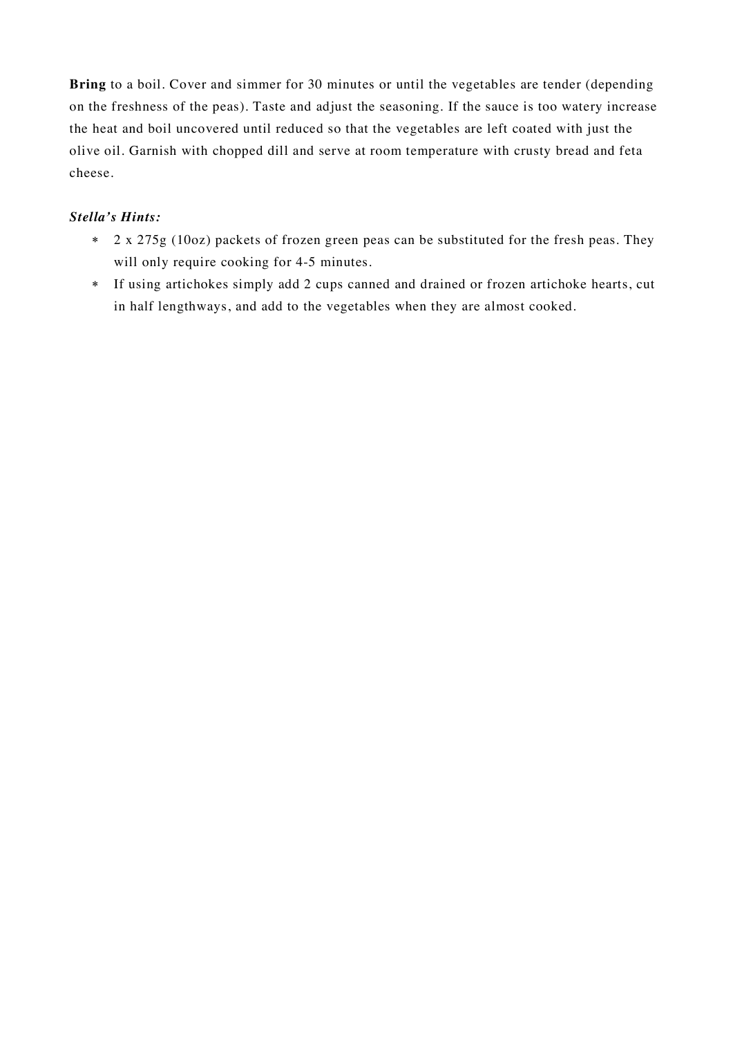**Bring** to a boil. Cover and simmer for 30 minutes or until the vegetables are tender (depending on the freshness of the peas). Taste and adjust the seasoning. If the sauce is too watery increase the heat and boil uncovered until reduced so that the vegetables are left coated with just the olive oil. Garnish with chopped dill and serve at room temperature with crusty bread and feta cheese.

***Stella's Hints:***

* 2 x 275g (10oz) packets of frozen green peas can be substituted for the fresh peas. They will only require cooking for 4-5 minutes.
* If using artichokes simply add 2 cups canned and drained or frozen artichoke hearts, cut in half lengthways, and add to the vegetables when they are almost cooked.